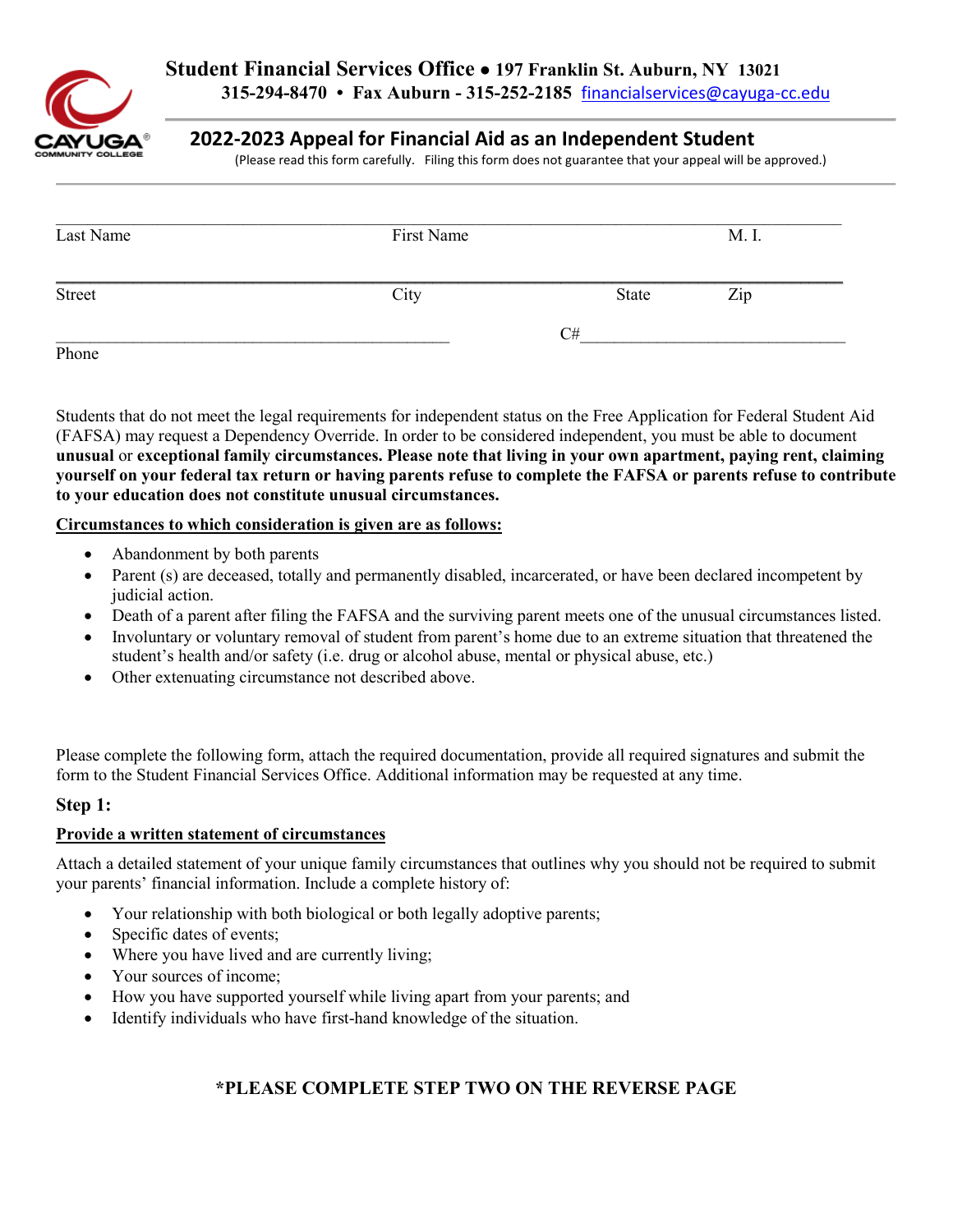**Student Financial Services Office • 197 Franklin St. Auburn, NY 13021**
**315-294-8470 • Fax Auburn - 315-252-2185** financialservices@cayuga-cc.edu

# 2022-2023 Appeal for Financial Aid as an Independent Student

(Please read this form carefully. Filing this form does not guarantee that your appeal will be approved.)

______________________________________________________________________________
Last Name                    First Name                    M. I.

______________________________________________________________________________
Street                    City                    State                    Zip

________________________________________________        C#______________________________
Phone

Students that do not meet the legal requirements for independent status on the Free Application for Federal Student Aid (FAFSA) may request a Dependency Override. In order to be considered independent, you must be able to document **unusual** or **exceptional family circumstances. Please note that living in your own apartment, paying rent, claiming yourself on your federal tax return or having parents refuse to complete the FAFSA or parents refuse to contribute to your education does not constitute unusual circumstances.**

**Circumstances to which consideration is given are as follows:**

- Abandonment by both parents
- Parent (s) are deceased, totally and permanently disabled, incarcerated, or have been declared incompetent by judicial action.
- Death of a parent after filing the FAFSA and the surviving parent meets one of the unusual circumstances listed.
- Involuntary or voluntary removal of student from parent's home due to an extreme situation that threatened the student's health and/or safety (i.e. drug or alcohol abuse, mental or physical abuse, etc.)
- Other extenuating circumstance not described above.

Please complete the following form, attach the required documentation, provide all required signatures and submit the form to the Student Financial Services Office. Additional information may be requested at any time.

## Step 1:

**Provide a written statement of circumstances**

Attach a detailed statement of your unique family circumstances that outlines why you should not be required to submit your parents' financial information. Include a complete history of:

- Your relationship with both biological or both legally adoptive parents;
- Specific dates of events;
- Where you have lived and are currently living;
- Your sources of income;
- How you have supported yourself while living apart from your parents; and
- Identify individuals who have first-hand knowledge of the situation.

**\*PLEASE COMPLETE STEP TWO ON THE REVERSE PAGE**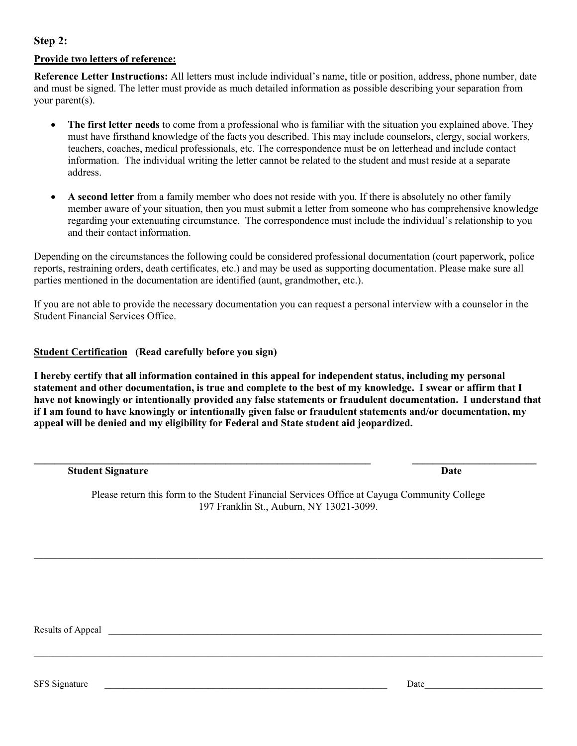**Step 2:**

**Provide two letters of reference:**

**Reference Letter Instructions:** All letters must include individual's name, title or position, address, phone number, date and must be signed. The letter must provide as much detailed information as possible describing your separation from your parent(s).

- **The first letter needs** to come from a professional who is familiar with the situation you explained above. They must have firsthand knowledge of the facts you described. This may include counselors, clergy, social workers, teachers, coaches, medical professionals, etc. The correspondence must be on letterhead and include contact information. The individual writing the letter cannot be related to the student and must reside at a separate address.

- **A second letter** from a family member who does not reside with you. If there is absolutely no other family member aware of your situation, then you must submit a letter from someone who has comprehensive knowledge regarding your extenuating circumstance. The correspondence must include the individual's relationship to you and their contact information.

Depending on the circumstances the following could be considered professional documentation (court paperwork, police reports, restraining orders, death certificates, etc.) and may be used as supporting documentation. Please make sure all parties mentioned in the documentation are identified (aunt, grandmother, etc.).

If you are not able to provide the necessary documentation you can request a personal interview with a counselor in the Student Financial Services Office.

**Student Certification** **(Read carefully before you sign)**

**I hereby certify that all information contained in this appeal for independent status, including my personal statement and other documentation, is true and complete to the best of my knowledge. I swear or affirm that I have not knowingly or intentionally provided any false statements or fraudulent documentation. I understand that if I am found to have knowingly or intentionally given false or fraudulent statements and/or documentation, my appeal will be denied and my eligibility for Federal and State student aid jeopardized.**

______________________________________________________________________ ________________________

**Student Signature** **Date**

Please return this form to the Student Financial Services Office at Cayuga Community College
197 Franklin St., Auburn, NY 13021-3099.

---

Results of Appeal ____________________________________________________________________________

____________________________________________________________________________________________

SFS Signature ________________________________________________ Date________________________